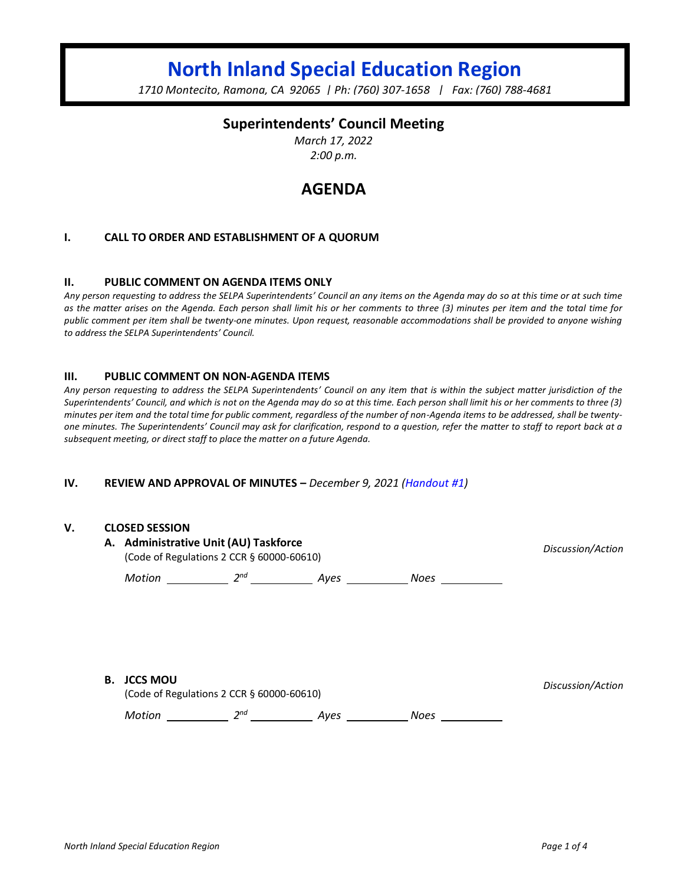# North Inland Special Education Region

*1710 Montecito, Ramona, CA 92065 | Ph: (760) 307-1658 | Fax: (760) 788-4681*

## Superintendents' Council Meeting

*March 17, 2022*
*2:00 p.m.*

## AGENDA

### I. CALL TO ORDER AND ESTABLISHMENT OF A QUORUM

### II. PUBLIC COMMENT ON AGENDA ITEMS ONLY

*Any person requesting to address the SELPA Superintendents' Council an any items on the Agenda may do so at this time or at such time as the matter arises on the Agenda. Each person shall limit his or her comments to three (3) minutes per item and the total time for public comment per item shall be twenty-one minutes. Upon request, reasonable accommodations shall be provided to anyone wishing to address the SELPA Superintendents' Council.*

### III. PUBLIC COMMENT ON NON-AGENDA ITEMS

*Any person requesting to address the SELPA Superintendents' Council on any item that is within the subject matter jurisdiction of the Superintendents' Council, and which is not on the Agenda may do so at this time. Each person shall limit his or her comments to three (3) minutes per item and the total time for public comment, regardless of the number of non-Agenda items to be addressed, shall be twenty-one minutes. The Superintendents' Council may ask for clarification, respond to a question, refer the matter to staff to report back at a subsequent meeting, or direct staff to place the matter on a future Agenda.*

### IV. REVIEW AND APPROVAL OF MINUTES – *December 9, 2021 (Handout #1)*

### V. CLOSED SESSION

**A. Administrative Unit (AU) Taskforce** *Discussion/Action*

(Code of Regulations 2 CCR § 60000-60610)

*Motion* ________ *2nd* ________ *Ayes* ________ *Noes* ________

**B. JCCS MOU** *Discussion/Action*

(Code of Regulations 2 CCR § 60000-60610)

*Motion* ________ *2nd* ________ *Ayes* ________ *Noes* ________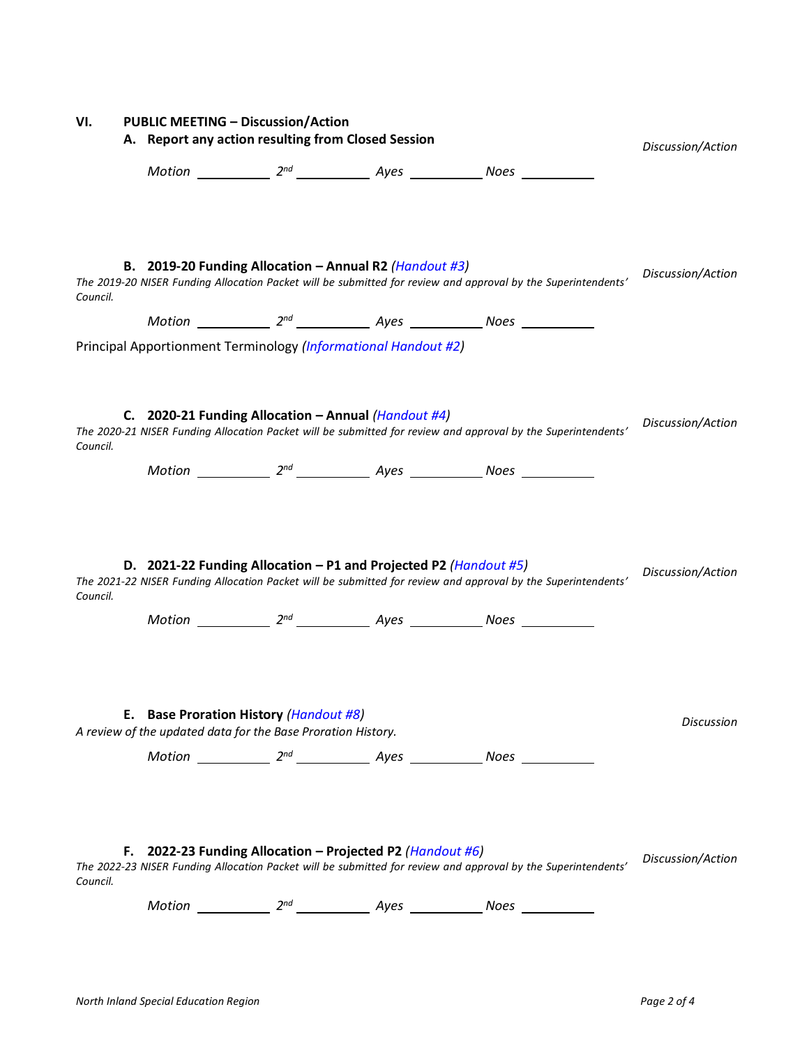## VI. PUBLIC MEETING – Discussion/Action

### A. Report any action resulting from Closed Session

*Discussion/Action*

*Motion* ________ *2nd* ________ *Ayes* ________ *Noes* ________

### B. 2019-20 Funding Allocation – Annual R2 *(Handout #3)*

*Discussion/Action*

*The 2019-20 NISER Funding Allocation Packet will be submitted for review and approval by the Superintendents' Council.*

*Motion* ________ *2nd* ________ *Ayes* ________ *Noes* ________

Principal Apportionment Terminology *(Informational Handout #2)*

### C. 2020-21 Funding Allocation – Annual *(Handout #4)*

*Discussion/Action*

*The 2020-21 NISER Funding Allocation Packet will be submitted for review and approval by the Superintendents' Council.*

*Motion* ________ *2nd* ________ *Ayes* ________ *Noes* ________

### D. 2021-22 Funding Allocation – P1 and Projected P2 *(Handout #5)*

*Discussion/Action*

*The 2021-22 NISER Funding Allocation Packet will be submitted for review and approval by the Superintendents' Council.*

*Motion* ________ *2nd* ________ *Ayes* ________ *Noes* ________

### E. Base Proration History *(Handout #8)*

*Discussion*

*A review of the updated data for the Base Proration History.*

*Motion* ________ *2nd* ________ *Ayes* ________ *Noes* ________

### F. 2022-23 Funding Allocation – Projected P2 *(Handout #6)*

*Discussion/Action*

*The 2022-23 NISER Funding Allocation Packet will be submitted for review and approval by the Superintendents' Council.*

*Motion* ________ *2nd* ________ *Ayes* ________ *Noes* ________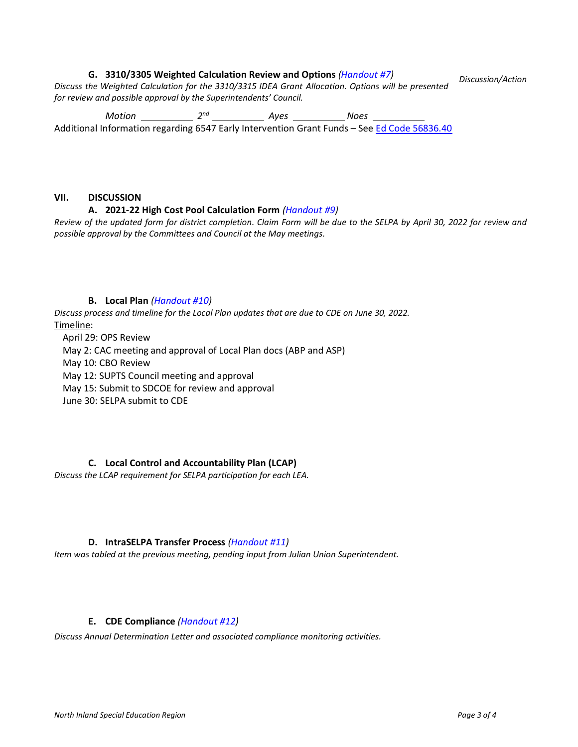### G. 3310/3305 Weighted Calculation Review and Options *(Handout #7)*

*Discussion/Action*

*Discuss the Weighted Calculation for the 3310/3315 IDEA Grant Allocation. Options will be presented for review and possible approval by the Superintendents' Council.*

*Motion* ________ *2nd* ________ *Ayes* ________ *Noes* ________

Additional Information regarding 6547 Early Intervention Grant Funds – See Ed Code 56836.40

## VII. DISCUSSION

### A. 2021-22 High Cost Pool Calculation Form *(Handout #9)*

*Review of the updated form for district completion. Claim Form will be due to the SELPA by April 30, 2022 for review and possible approval by the Committees and Council at the May meetings.*

### B. Local Plan *(Handout #10)*

*Discuss process and timeline for the Local Plan updates that are due to CDE on June 30, 2022.*

Timeline:

April 29: OPS Review
May 2: CAC meeting and approval of Local Plan docs (ABP and ASP)
May 10: CBO Review
May 12: SUPTS Council meeting and approval
May 15: Submit to SDCOE for review and approval
June 30: SELPA submit to CDE

### C. Local Control and Accountability Plan (LCAP)

*Discuss the LCAP requirement for SELPA participation for each LEA.*

### D. IntraSELPA Transfer Process *(Handout #11)*

*Item was tabled at the previous meeting, pending input from Julian Union Superintendent.*

### E. CDE Compliance *(Handout #12)*

*Discuss Annual Determination Letter and associated compliance monitoring activities.*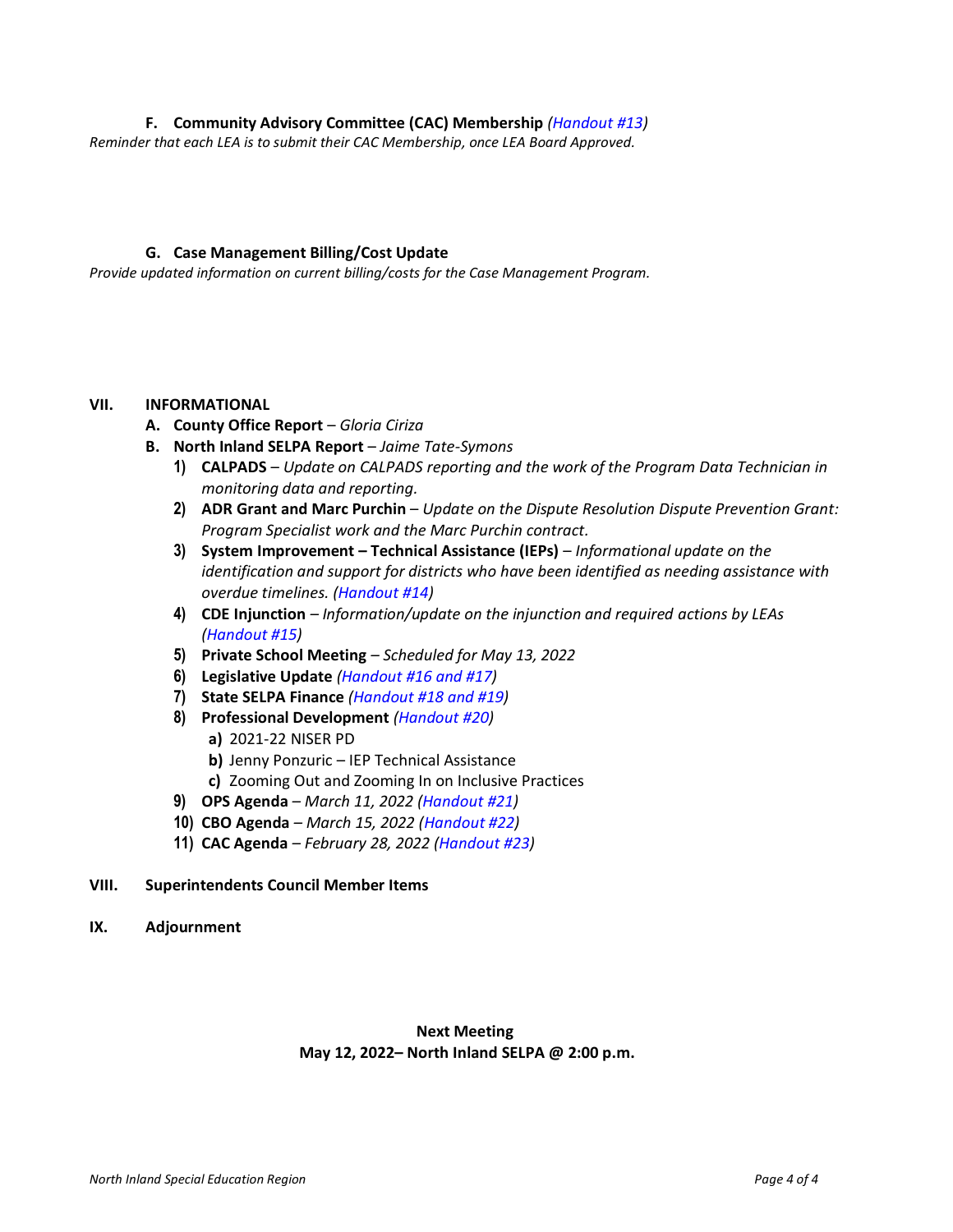**F. Community Advisory Committee (CAC) Membership** *(Handout #13)*

*Reminder that each LEA is to submit their CAC Membership, once LEA Board Approved.*

**G. Case Management Billing/Cost Update**

*Provide updated information on current billing/costs for the Case Management Program.*

## VII. INFORMATIONAL

A. **County Office Report** – *Gloria Ciriza*

B. **North Inland SELPA Report** – *Jaime Tate-Symons*

1) **CALPADS** – *Update on CALPADS reporting and the work of the Program Data Technician in monitoring data and reporting.*
2) **ADR Grant and Marc Purchin** – *Update on the Dispute Resolution Dispute Prevention Grant: Program Specialist work and the Marc Purchin contract.*
3) **System Improvement – Technical Assistance (IEPs)** – *Informational update on the identification and support for districts who have been identified as needing assistance with overdue timelines. (Handout #14)*
4) **CDE Injunction** – *Information/update on the injunction and required actions by LEAs (Handout #15)*
5) **Private School Meeting** – *Scheduled for May 13, 2022*
6) **Legislative Update** *(Handout #16 and #17)*
7) **State SELPA Finance** *(Handout #18 and #19)*
8) **Professional Development** *(Handout #20)*
   a) 2021-22 NISER PD
   b) Jenny Ponzuric – IEP Technical Assistance
   c) Zooming Out and Zooming In on Inclusive Practices
9) **OPS Agenda** – *March 11, 2022 (Handout #21)*
10) **CBO Agenda** – *March 15, 2022 (Handout #22)*
11) **CAC Agenda** – *February 28, 2022 (Handout #23)*

## VIII. Superintendents Council Member Items

## IX. Adjournment

**Next Meeting**
**May 12, 2022– North Inland SELPA @ 2:00 p.m.**